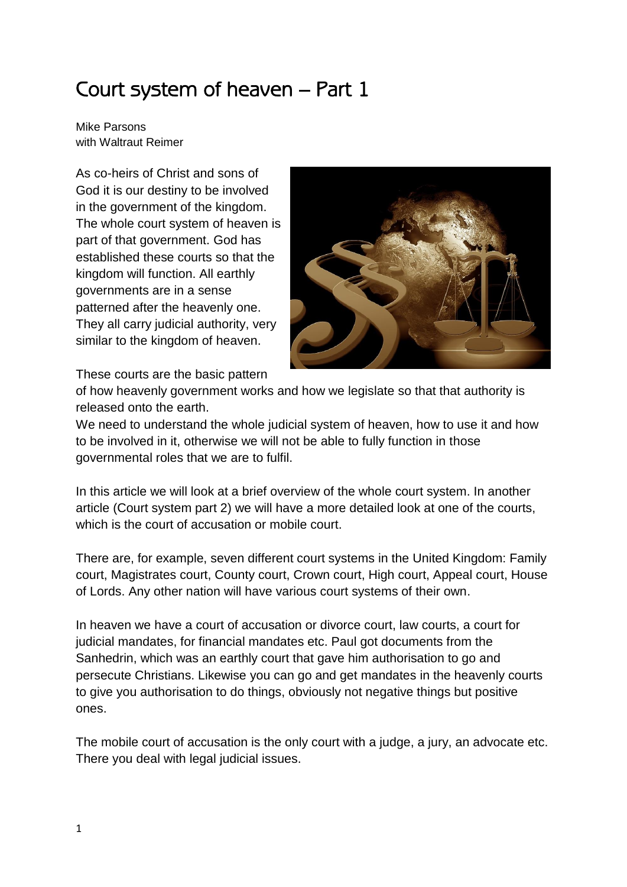# Court system of heaven – Part 1

Mike Parsons
with Waltraut Reimer

As co-heirs of Christ and sons of God it is our destiny to be involved in the government of the kingdom. The whole court system of heaven is part of that government. God has established these courts so that the kingdom will function. All earthly governments are in a sense patterned after the heavenly one. They all carry judicial authority, very similar to the kingdom of heaven.

These courts are the basic pattern of how heavenly government works and how we legislate so that that authority is released onto the earth.
We need to understand the whole judicial system of heaven, how to use it and how to be involved in it, otherwise we will not be able to fully function in those governmental roles that we are to fulfil.

In this article we will look at a brief overview of the whole court system. In another article (Court system part 2) we will have a more detailed look at one of the courts, which is the court of accusation or mobile court.

There are, for example, seven different court systems in the United Kingdom: Family court, Magistrates court, County court, Crown court, High court, Appeal court, House of Lords. Any other nation will have various court systems of their own.

In heaven we have a court of accusation or divorce court, law courts, a court for judicial mandates, for financial mandates etc. Paul got documents from the Sanhedrin, which was an earthly court that gave him authorisation to go and persecute Christians. Likewise you can go and get mandates in the heavenly courts to give you authorisation to do things, obviously not negative things but positive ones.

The mobile court of accusation is the only court with a judge, a jury, an advocate etc. There you deal with legal judicial issues.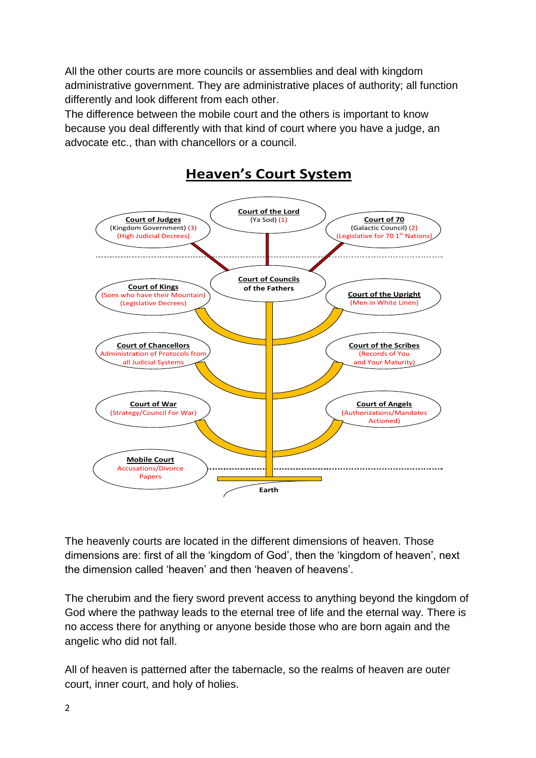All the other courts are more councils or assemblies and deal with kingdom administrative government. They are administrative places of authority; all function differently and look different from each other.
The difference between the mobile court and the others is important to know because you deal differently with that kind of court where you have a judge, an advocate etc., than with chancellors or a council.

## Heaven's Court System

**Court of the Lord**
(Ya Sod) (1)

**Court of Judges**
(Kingdom Government) (3)
(High Judicial Decrees)

**Court of 70**
(Galactic Council) (2)
(Legislative for 70 1st Nations)

**Court of Councils of the Fathers**

**Court of Kings**
(Sons who have their Mountain)
(Legislative Decrees)

**Court of the Upright**
(Men in White Linen)

**Court of Chancellors**
Administration of Protocols from all Judicial Systems

**Court of the Scribes**
(Records of You and Your Maturity)

**Court of War**
(Strategy/Council For War)

**Court of Angels**
(Authorizations/Mandates Actioned)

**Mobile Court**
Accusations/Divorce Papers

Earth

The heavenly courts are located in the different dimensions of heaven. Those dimensions are: first of all the 'kingdom of God', then the 'kingdom of heaven', next the dimension called 'heaven' and then 'heaven of heavens'.

The cherubim and the fiery sword prevent access to anything beyond the kingdom of God where the pathway leads to the eternal tree of life and the eternal way. There is no access there for anything or anyone beside those who are born again and the angelic who did not fall.

All of heaven is patterned after the tabernacle, so the realms of heaven are outer court, inner court, and holy of holies.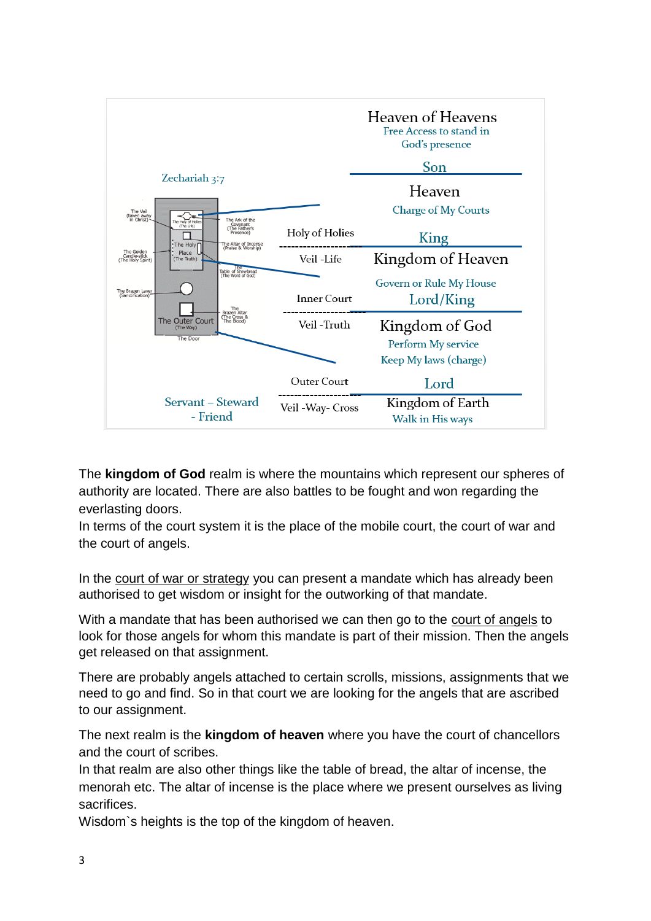Zechariah 3:7

The Veil (taken away in Christ)
The Holy of Holies (The Life)
The Ark of the Covenant (The Father's Presence)
The Holy Place (The Truth)
The Altar of Incense (Praise & Worship)
The Golden Candle-stick (The Holy Spirit)
The Table of Shewbread (The Word of God)
The Brazen Laver (Sanctification)
The Brazen Altar (The Cross & The Blood)
The Outer Court (The Way)
The Door

Servant – Steward - Friend

| | |
|---|---|
| | Heaven of Heavens<br>Free Access to stand in God's presence |
| | Son |
| | Heaven<br>Charge of My Courts |
| Holy of Holies | King |
| Veil -Life | Kingdom of Heaven<br>Govern or Rule My House |
| Inner Court | Lord/King |
| Veil -Truth | Kingdom of God<br>Perform My service<br>Keep My laws (charge) |
| Outer Court | Lord |
| Veil -Way- Cross | Kingdom of Earth<br>Walk in His ways |

The **kingdom of God** realm is where the mountains which represent our spheres of authority are located. There are also battles to be fought and won regarding the everlasting doors.
In terms of the court system it is the place of the mobile court, the court of war and the court of angels.

In the court of war or strategy you can present a mandate which has already been authorised to get wisdom or insight for the outworking of that mandate.

With a mandate that has been authorised we can then go to the court of angels to look for those angels for whom this mandate is part of their mission. Then the angels get released on that assignment.

There are probably angels attached to certain scrolls, missions, assignments that we need to go and find. So in that court we are looking for the angels that are ascribed to our assignment.

The next realm is the **kingdom of heaven** where you have the court of chancellors and the court of scribes.
In that realm are also other things like the table of bread, the altar of incense, the menorah etc. The altar of incense is the place where we present ourselves as living sacrifices.
Wisdom`s heights is the top of the kingdom of heaven.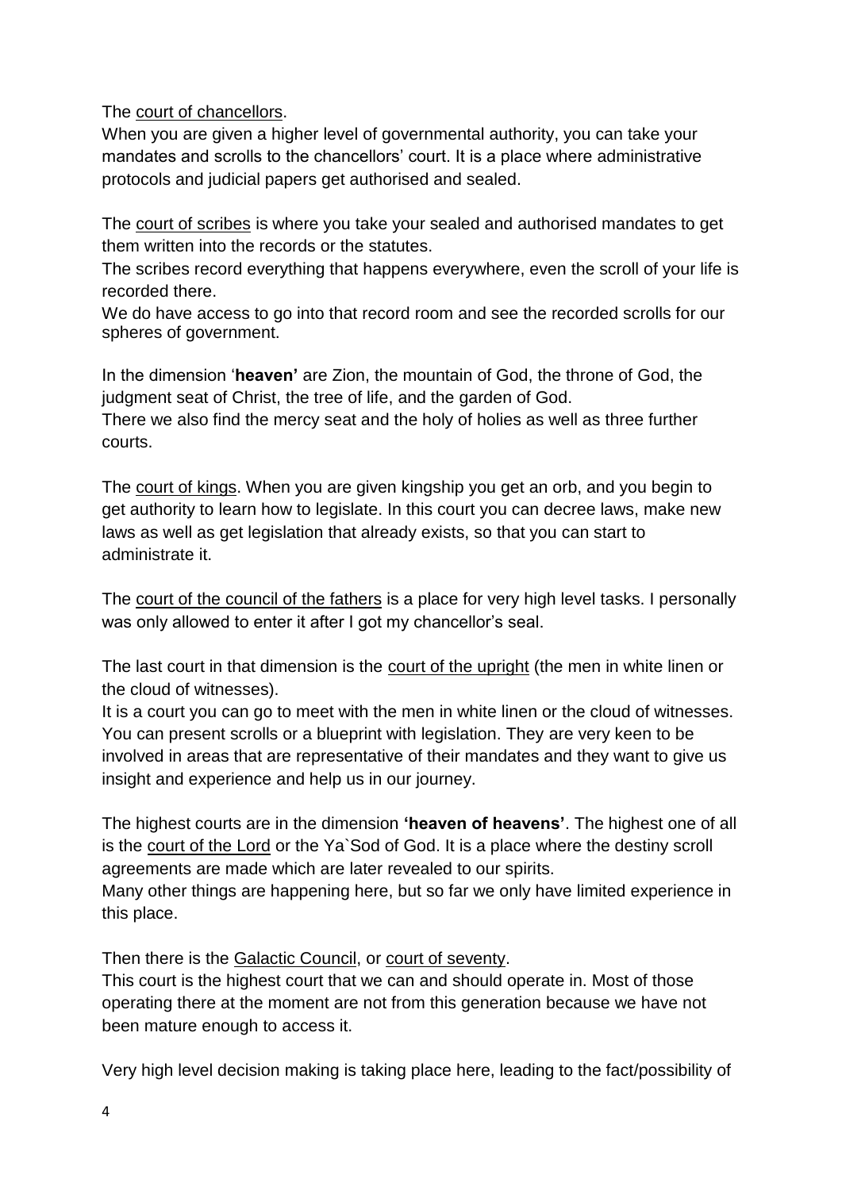The <u>court of chancellors</u>.
When you are given a higher level of governmental authority, you can take your mandates and scrolls to the chancellors' court. It is a place where administrative protocols and judicial papers get authorised and sealed.

The <u>court of scribes</u> is where you take your sealed and authorised mandates to get them written into the records or the statutes.
The scribes record everything that happens everywhere, even the scroll of your life is recorded there.
We do have access to go into that record room and see the recorded scrolls for our spheres of government.

In the dimension '**heaven'** are Zion, the mountain of God, the throne of God, the judgment seat of Christ, the tree of life, and the garden of God.
There we also find the mercy seat and the holy of holies as well as three further courts.

The <u>court of kings</u>. When you are given kingship you get an orb, and you begin to get authority to learn how to legislate. In this court you can decree laws, make new laws as well as get legislation that already exists, so that you can start to administrate it.

The <u>court of the council of the fathers</u> is a place for very high level tasks. I personally was only allowed to enter it after I got my chancellor's seal.

The last court in that dimension is the <u>court of the upright</u> (the men in white linen or the cloud of witnesses).
It is a court you can go to meet with the men in white linen or the cloud of witnesses. You can present scrolls or a blueprint with legislation. They are very keen to be involved in areas that are representative of their mandates and they want to give us insight and experience and help us in our journey.

The highest courts are in the dimension **'heaven of heavens'**. The highest one of all is the <u>court of the Lord</u> or the Ya`Sod of God. It is a place where the destiny scroll agreements are made which are later revealed to our spirits.
Many other things are happening here, but so far we only have limited experience in this place.

Then there is the <u>Galactic Council</u>, or <u>court of seventy</u>.
This court is the highest court that we can and should operate in. Most of those operating there at the moment are not from this generation because we have not been mature enough to access it.

Very high level decision making is taking place here, leading to the fact/possibility of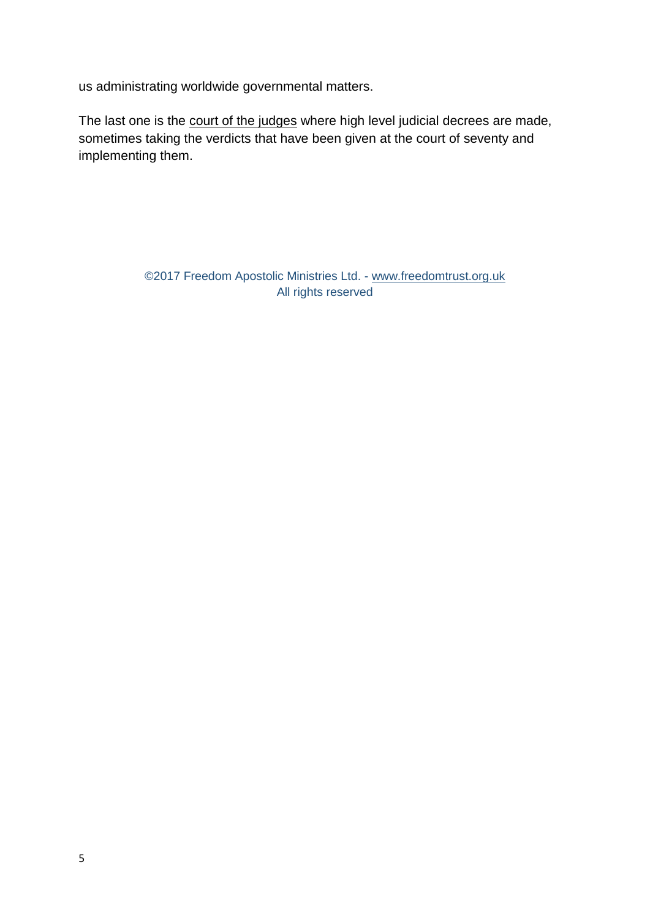us administrating worldwide governmental matters.

The last one is the court of the judges where high level judicial decrees are made, sometimes taking the verdicts that have been given at the court of seventy and implementing them.

©2017 Freedom Apostolic Ministries Ltd. - www.freedomtrust.org.uk
All rights reserved